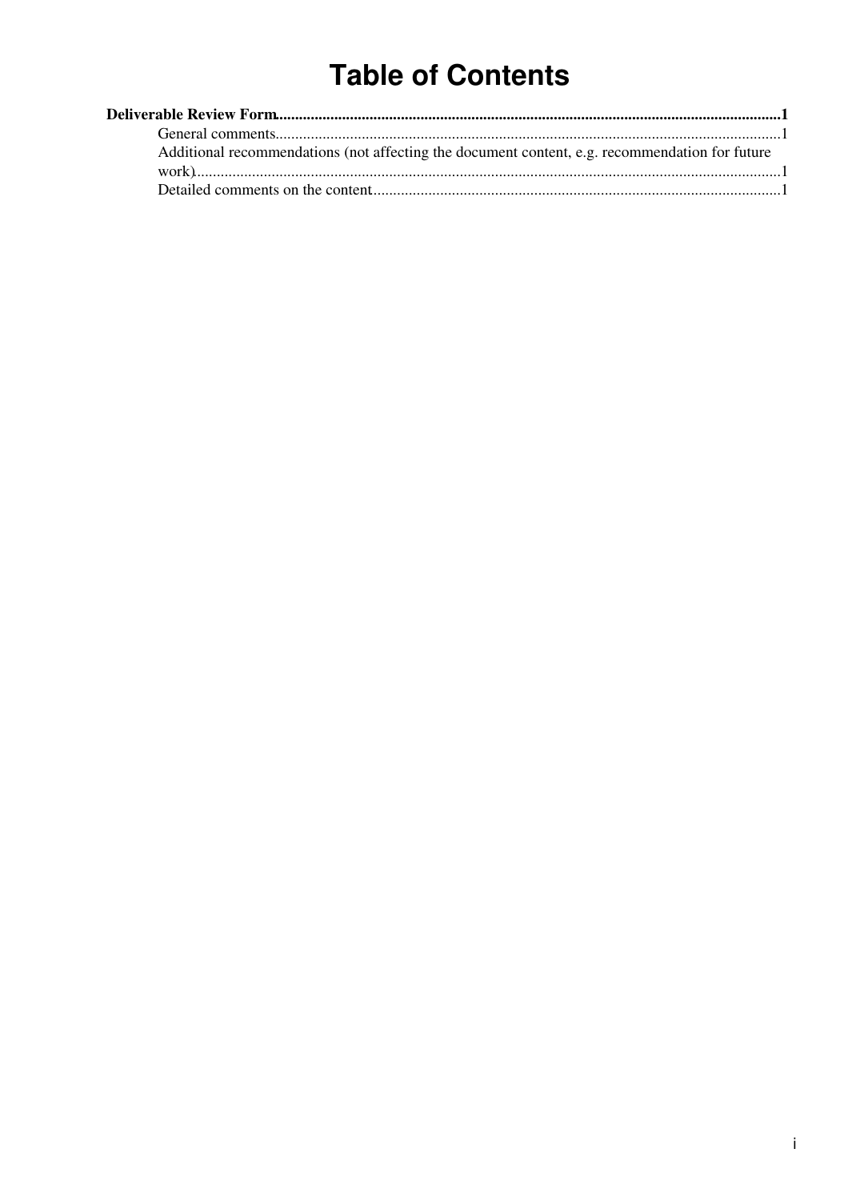# Table of Contents

**Deliverable Review Form**......................................................................................**1**

- General comments......................................................................................1
- Additional recommendations (not affecting the document content, e.g. recommendation for future work)......................................................................................1
- Detailed comments on the content......................................................................................1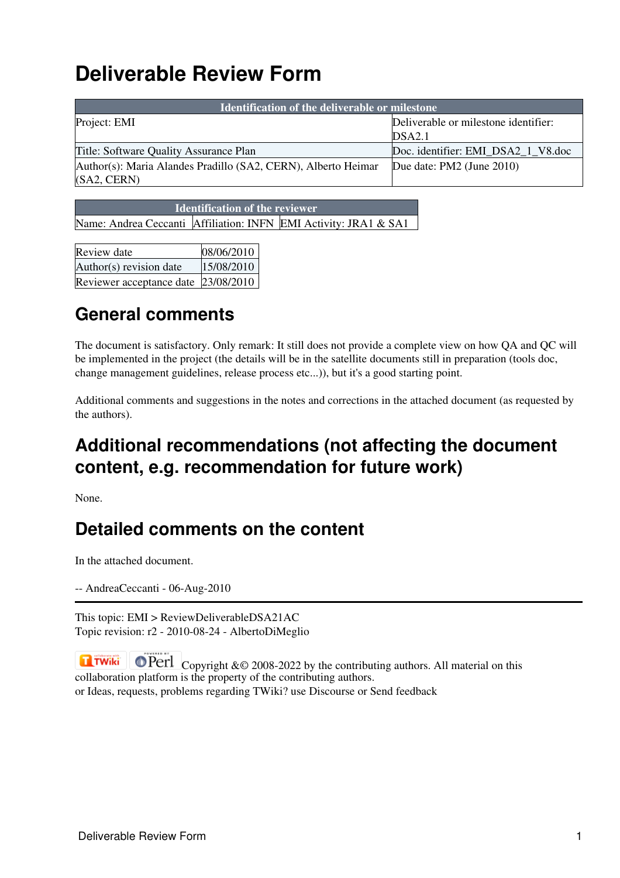# Deliverable Review Form

| Identification of the deliverable or milestone | |
| --- | --- |
| Project: EMI | Deliverable or milestone identifier: DSA2.1 |
| Title: Software Quality Assurance Plan | Doc. identifier: EMI_DSA2_1_V8.doc |
| Author(s): Maria Alandes Pradillo (SA2, CERN), Alberto Heimar (SA2, CERN) | Due date: PM2 (June 2010) |

| Identification of the reviewer | | |
| --- | --- | --- |
| Name: Andrea Ceccanti | Affiliation: INFN | EMI Activity: JRA1 & SA1 |

| | |
| --- | --- |
| Review date | 08/06/2010 |
| Author(s) revision date | 15/08/2010 |
| Reviewer acceptance date | 23/08/2010 |

## General comments

The document is satisfactory. Only remark: It still does not provide a complete view on how QA and QC will be implemented in the project (the details will be in the satellite documents still in preparation (tools doc, change management guidelines, release process etc...)), but it's a good starting point.

Additional comments and suggestions in the notes and corrections in the attached document (as requested by the authors).

## Additional recommendations (not affecting the document content, e.g. recommendation for future work)

None.

## Detailed comments on the content

In the attached document.

-- AndreaCeccanti - 06-Aug-2010

---

This topic: EMI > ReviewDeliverableDSA21AC
Topic revision: r2 - 2010-08-24 - AlbertoDiMeglio

Copyright &© 2008-2022 by the contributing authors. All material on this collaboration platform is the property of the contributing authors.
or Ideas, requests, problems regarding TWiki? use Discourse or Send feedback